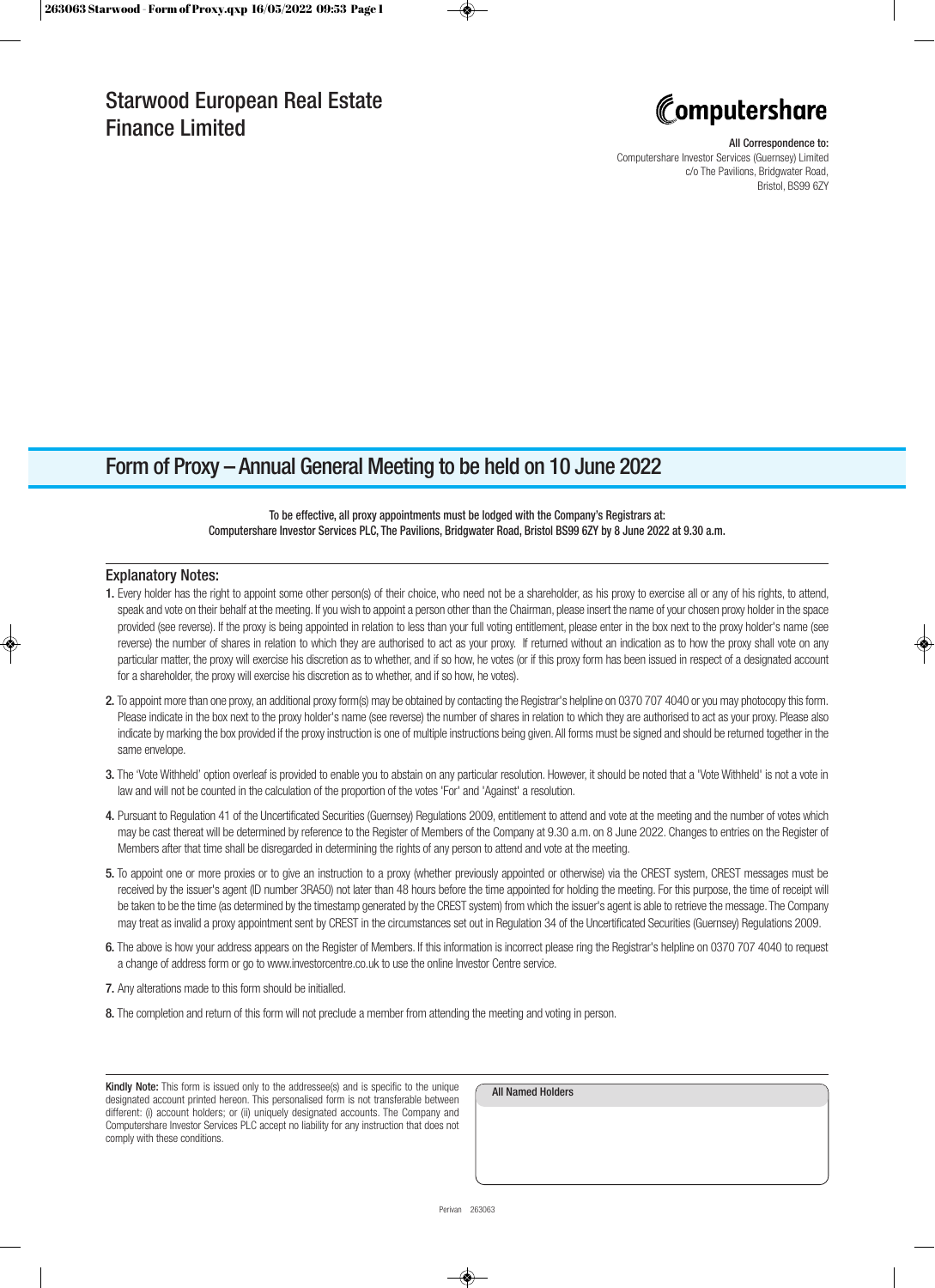# Starwood European Real Estate Finance Limited

computershare

**All Correspondence to:**
Computershare Investor Services (Guernsey) Limited
c/o The Pavilions, Bridgwater Road,
Bristol, BS99 6ZY

## Form of Proxy – Annual General Meeting to be held on 10 June 2022

To be effective, all proxy appointments must be lodged with the Company's Registrars at:
Computershare Investor Services PLC, The Pavilions, Bridgwater Road, Bristol BS99 6ZY by 8 June 2022 at 9.30 a.m.

### Explanatory Notes:

1. Every holder has the right to appoint some other person(s) of their choice, who need not be a shareholder, as his proxy to exercise all or any of his rights, to attend, speak and vote on their behalf at the meeting. If you wish to appoint a person other than the Chairman, please insert the name of your chosen proxy holder in the space provided (see reverse). If the proxy is being appointed in relation to less than your full voting entitlement, please enter in the box next to the proxy holder's name (see reverse) the number of shares in relation to which they are authorised to act as your proxy. If returned without an indication as to how the proxy shall vote on any particular matter, the proxy will exercise his discretion as to whether, and if so how, he votes (or if this proxy form has been issued in respect of a designated account for a shareholder, the proxy will exercise his discretion as to whether, and if so how, he votes).
2. To appoint more than one proxy, an additional proxy form(s) may be obtained by contacting the Registrar's helpline on 0370 707 4040 or you may photocopy this form. Please indicate in the box next to the proxy holder's name (see reverse) the number of shares in relation to which they are authorised to act as your proxy. Please also indicate by marking the box provided if the proxy instruction is one of multiple instructions being given. All forms must be signed and should be returned together in the same envelope.
3. The 'Vote Withheld' option overleaf is provided to enable you to abstain on any particular resolution. However, it should be noted that a 'Vote Withheld' is not a vote in law and will not be counted in the calculation of the proportion of the votes 'For' and 'Against' a resolution.
4. Pursuant to Regulation 41 of the Uncertificated Securities (Guernsey) Regulations 2009, entitlement to attend and vote at the meeting and the number of votes which may be cast thereat will be determined by reference to the Register of Members of the Company at 9.30 a.m. on 8 June 2022. Changes to entries on the Register of Members after that time shall be disregarded in determining the rights of any person to attend and vote at the meeting.
5. To appoint one or more proxies or to give an instruction to a proxy (whether previously appointed or otherwise) via the CREST system, CREST messages must be received by the issuer's agent (ID number 3RA50) not later than 48 hours before the time appointed for holding the meeting. For this purpose, the time of receipt will be taken to be the time (as determined by the timestamp generated by the CREST system) from which the issuer's agent is able to retrieve the message. The Company may treat as invalid a proxy appointment sent by CREST in the circumstances set out in Regulation 34 of the Uncertificated Securities (Guernsey) Regulations 2009.
6. The above is how your address appears on the Register of Members. If this information is incorrect please ring the Registrar's helpline on 0370 707 4040 to request a change of address form or go to www.investorcentre.co.uk to use the online Investor Centre service.
7. Any alterations made to this form should be initialled.
8. The completion and return of this form will not preclude a member from attending the meeting and voting in person.

**Kindly Note:** This form is issued only to the addressee(s) and is specific to the unique designated account printed hereon. This personalised form is not transferable between different: (i) account holders; or (ii) uniquely designated accounts. The Company and Computershare Investor Services PLC accept no liability for any instruction that does not comply with these conditions.

All Named Holders

Perivan 263063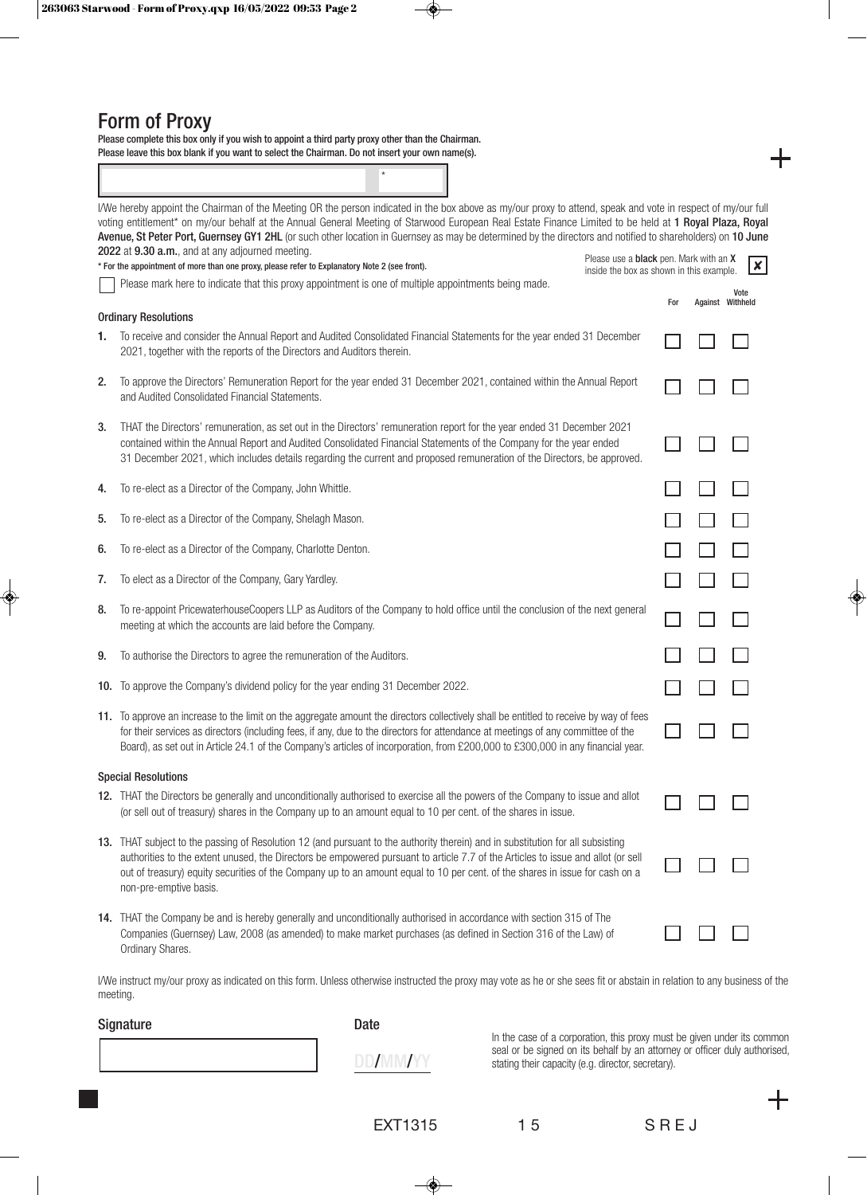# Form of Proxy

**Please complete this box only if you wish to appoint a third party proxy other than the Chairman. Please leave this box blank if you want to select the Chairman. Do not insert your own name(s).**

I/We hereby appoint the Chairman of the Meeting OR the person indicated in the box above as my/our proxy to attend, speak and vote in respect of my/our full voting entitlement* on my/our behalf at the Annual General Meeting of Starwood European Real Estate Finance Limited to be held at **1 Royal Plaza, Royal Avenue, St Peter Port, Guernsey GY1 2HL** (or such other location in Guernsey as may be determined by the directors and notified to shareholders) on **10 June 2022** at **9.30 a.m.**, and at any adjourned meeting.

**\* For the appointment of more than one proxy, please refer to Explanatory Note 2 (see front).**

Please use a **black** pen. Mark with an **X** inside the box as shown in this example. ☒

☐ Please mark here to indicate that this proxy appointment is one of multiple appointments being made.

| | | For | Against | Vote Withheld |
|---|---|---|---|---|
| | **Ordinary Resolutions** | | | |
| 1. | To receive and consider the Annual Report and Audited Consolidated Financial Statements for the year ended 31 December 2021, together with the reports of the Directors and Auditors therein. | ☐ | ☐ | ☐ |
| 2. | To approve the Directors' Remuneration Report for the year ended 31 December 2021, contained within the Annual Report and Audited Consolidated Financial Statements. | ☐ | ☐ | ☐ |
| 3. | THAT the Directors' remuneration, as set out in the Directors' remuneration report for the year ended 31 December 2021 contained within the Annual Report and Audited Consolidated Financial Statements of the Company for the year ended 31 December 2021, which includes details regarding the current and proposed remuneration of the Directors, be approved. | ☐ | ☐ | ☐ |
| 4. | To re-elect as a Director of the Company, John Whittle. | ☐ | ☐ | ☐ |
| 5. | To re-elect as a Director of the Company, Shelagh Mason. | ☐ | ☐ | ☐ |
| 6. | To re-elect as a Director of the Company, Charlotte Denton. | ☐ | ☐ | ☐ |
| 7. | To elect as a Director of the Company, Gary Yardley. | ☐ | ☐ | ☐ |
| 8. | To re-appoint PricewaterhouseCoopers LLP as Auditors of the Company to hold office until the conclusion of the next general meeting at which the accounts are laid before the Company. | ☐ | ☐ | ☐ |
| 9. | To authorise the Directors to agree the remuneration of the Auditors. | ☐ | ☐ | ☐ |
| 10. | To approve the Company's dividend policy for the year ending 31 December 2022. | ☐ | ☐ | ☐ |
| 11. | To approve an increase to the limit on the aggregate amount the directors collectively shall be entitled to receive by way of fees for their services as directors (including fees, if any, due to the directors for attendance at meetings of any committee of the Board), as set out in Article 24.1 of the Company's articles of incorporation, from £200,000 to £300,000 in any financial year. | ☐ | ☐ | ☐ |
| | **Special Resolutions** | | | |
| 12. | THAT the Directors be generally and unconditionally authorised to exercise all the powers of the Company to issue and allot (or sell out of treasury) shares in the Company up to an amount equal to 10 per cent. of the shares in issue. | ☐ | ☐ | ☐ |
| 13. | THAT subject to the passing of Resolution 12 (and pursuant to the authority therein) and in substitution for all subsisting authorities to the extent unused, the Directors be empowered pursuant to article 7.7 of the Articles to issue and allot (or sell out of treasury) equity securities of the Company up to an amount equal to 10 per cent. of the shares in issue for cash on a non-pre-emptive basis. | ☐ | ☐ | ☐ |
| 14. | THAT the Company be and is hereby generally and unconditionally authorised in accordance with section 315 of The Companies (Guernsey) Law, 2008 (as amended) to make market purchases (as defined in Section 316 of the Law) of Ordinary Shares. | ☐ | ☐ | ☐ |

I/We instruct my/our proxy as indicated on this form. Unless otherwise instructed the proxy may vote as he or she sees fit or abstain in relation to any business of the meeting.

**Signature**

**Date**

DD/MM/YY

In the case of a corporation, this proxy must be given under its common seal or be signed on its behalf by an attorney or officer duly authorised, stating their capacity (e.g. director, secretary).

EXT1315 15 SREJ